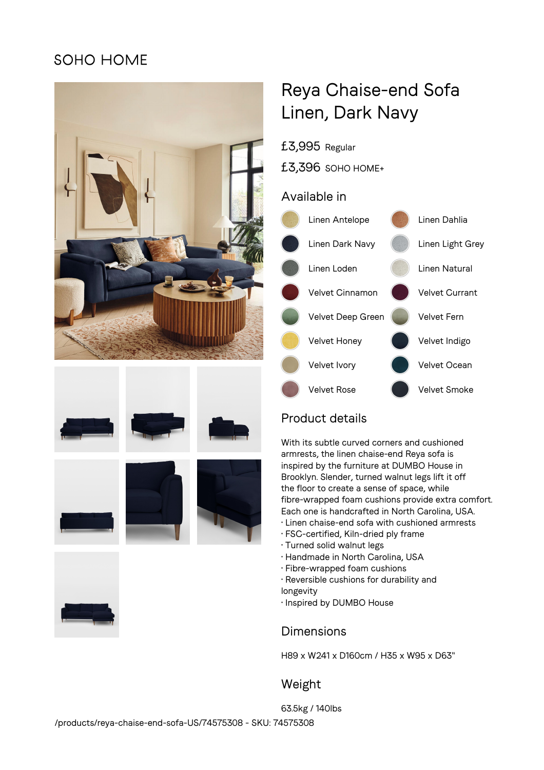SOHO HOME

# Reya Chaise-end Sofa Linen, Dark Navy

£3,995 Regular

£3,396 SOHO HOME+

## Available in

- Linen Antelope
- Linen Dahlia
- Linen Dark Navy
- Linen Light Grey
- Linen Loden
- Linen Natural
- Velvet Cinnamon
- Velvet Currant
- Velvet Deep Green
- Velvet Fern
- Velvet Honey
- Velvet Indigo
- Velvet Ivory
- Velvet Ocean
- Velvet Rose
- Velvet Smoke

## Product details

With its subtle curved corners and cushioned armrests, the linen chaise-end Reya sofa is inspired by the furniture at DUMBO House in Brooklyn. Slender, turned walnut legs lift it off the floor to create a sense of space, while fibre-wrapped foam cushions provide extra comfort. Each one is handcrafted in North Carolina, USA.

· Linen chaise-end sofa with cushioned armrests
· FSC-certified, Kiln-dried ply frame
· Turned solid walnut legs
· Handmade in North Carolina, USA
· Fibre-wrapped foam cushions
· Reversible cushions for durability and longevity
· Inspired by DUMBO House

## Dimensions

H89 x W241 x D160cm / H35 x W95 x D63"

## Weight

63.5kg / 140lbs

/products/reya-chaise-end-sofa-US/74575308 - SKU: 74575308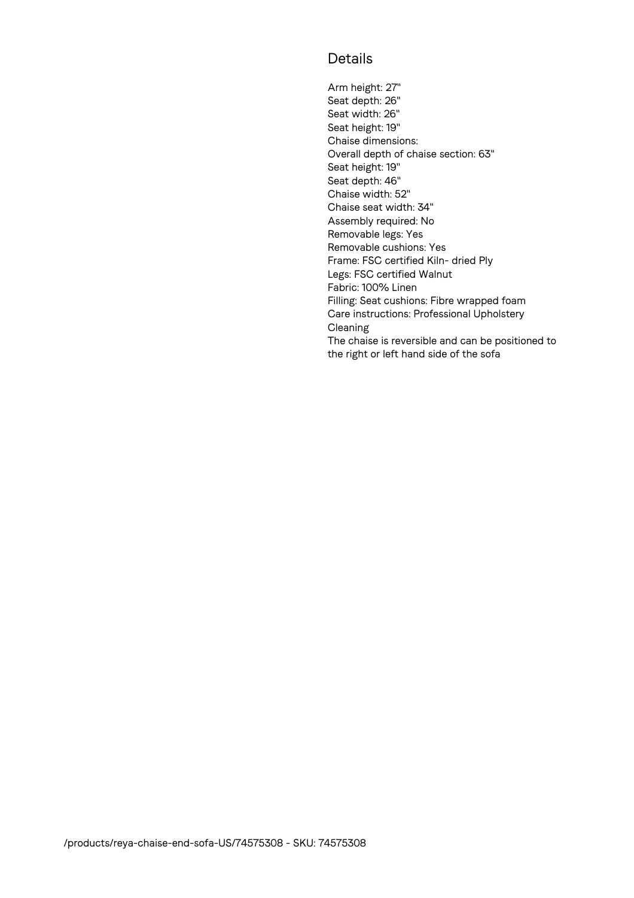## Details

Arm height: 27"
Seat depth: 26"
Seat width: 26"
Seat height: 19"
Chaise dimensions:
Overall depth of chaise section: 63"
Seat height: 19"
Seat depth: 46"
Chaise width: 52"
Chaise seat width: 34"
Assembly required: No
Removable legs: Yes
Removable cushions: Yes
Frame: FSC certified Kiln- dried Ply
Legs: FSC certified Walnut
Fabric: 100% Linen
Filling: Seat cushions: Fibre wrapped foam
Care instructions: Professional Upholstery Cleaning
The chaise is reversible and can be positioned to the right or left hand side of the sofa

/products/reya-chaise-end-sofa-US/74575308 - SKU: 74575308